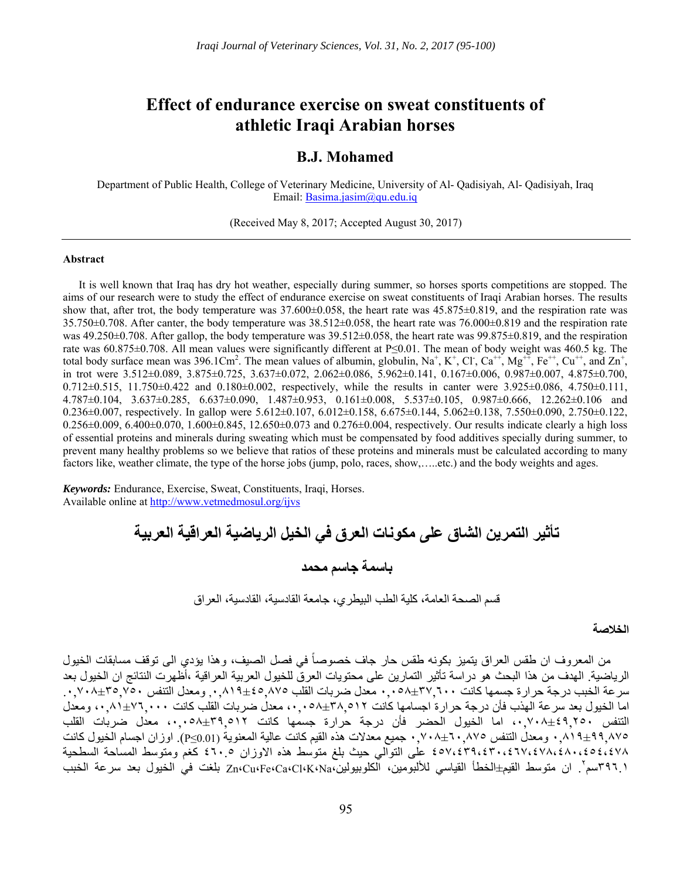# Effect of endurance exercise on sweat constituents of athletic Iraqi Arabian horses

## B.J. Mohamed

Department of Public Health, College of Veterinary Medicine, University of Al- Qadisiyah, Al- Qadisiyah, Iraq
Email: Basima.jasim@qu.edu.iq

(Received May 8, 2017; Accepted August 30, 2017)

---

### Abstract

It is well known that Iraq has dry hot weather, especially during summer, so horses sports competitions are stopped. The aims of our research were to study the effect of endurance exercise on sweat constituents of Iraqi Arabian horses. The results show that, after trot, the body temperature was 37.600±0.058, the heart rate was 45.875±0.819, and the respiration rate was 35.750±0.708. After canter, the body temperature was 38.512±0.058, the heart rate was 76.000±0.819 and the respiration rate was 49.250±0.708. After gallop, the body temperature was 39.512±0.058, the heart rate was 99.875±0.819, and the respiration rate was 60.875±0.708. All mean values were significantly different at P≤0.01. The mean of body weight was 460.5 kg. The total body surface mean was 396.1Cm$^2$. The mean values of albumin, globulin, $Na^+$, $K^+$, $Cl^-$, $Ca^{++}$, $Mg^{++}$, $Fe^{++}$, $Cu^{++}$, and $Zn^+$, in trot were 3.512±0.089, 3.875±0.725, 3.637±0.072, 2.062±0.086, 5.962±0.141, 0.167±0.006, 0.987±0.007, 4.875±0.700, 0.712±0.515, 11.750±0.422 and 0.180±0.002, respectively, while the results in canter were 3.925±0.086, 4.750±0.111, 4.787±0.104, 3.637±0.285, 6.637±0.090, 1.487±0.953, 0.161±0.008, 5.537±0.105, 0.987±0.666, 12.262±0.106 and 0.236±0.007, respectively. In gallop were 5.612±0.107, 6.012±0.158, 6.675±0.144, 5.062±0.138, 7.550±0.090, 2.750±0.122, 0.256±0.009, 6.400±0.070, 1.600±0.845, 12.650±0.073 and 0.276±0.004, respectively. Our results indicate clearly a high loss of essential proteins and minerals during sweating which must be compensated by food additives specially during summer, to prevent many healthy problems so we believe that ratios of these proteins and minerals must be calculated according to many factors like, weather climate, the type of the horse jobs (jump, polo, races, show,…..etc.) and the body weights and ages.

***Keywords:*** Endurance, Exercise, Sweat, Constituents, Iraqi, Horses.
Available online at http://www.vetmedmosul.org/ijvs

# تأثير التمرين الشاق على مكونات العرق في الخيل الرياضية العراقية العربية

## باسمة جاسم محمد

قسم الصحة العامة، كلية الطب البيطري، جامعة القادسية، القادسية، العراق

### الخلاصة

من المعروف ان طقس العراق يتميز بكونه طقس حار جاف خصوصاً في فصل الصيف، وهذا يؤدي الى توقف مسابقات الخيول الرياضية. الهدف من هذا البحث هو دراسة تأثير التمارين على محتويات العرق للخيول العربية العراقية ،أظهرت النتائج ان الخيول بعد سرعة الخبب درجة حرارة جسمها كانت ٣٧,٦٠٠±٠,٠٥٨ معدل ضربات القلب ٤٥,٨٧٥±٠,٨١٩ ومعدل التنفس ٣٥,٧٥٠±٠,٧٠٨. اما الخيول بعد سرعة الهذب فأن درجة حرارة اجسامها كانت ٣٨,٥١٢±٠,٠٥٨، معدل ضربات القلب كانت ٧٦,٠٠٠±٠,٨١، ومعدل التنفس ٤٩,٢٥٠±٠,٧٠٨، اما الخيول الحضر فأن درجة حرارة جسمها كانت ٣٩,٥١٢±٠,٠٥٨، معدل ضربات القلب ٩٩,٨٧٥±٠,٨١٩ ومعدل التنفس ٦٠,٨٧٥±٠,٧٠٨ جميع معدلات هذه القيم كانت عالية المعنوية (P≤0.01). اوزان اجسام الخيول كانت ٤٧٨،٤٥٤،٤٨٠،٤٧٨،٤٦٧،٤٣٠،٤٣٩،٤٥٧ على التوالي حيث بلغ متوسط هذه الاوزان ٤٦٠.٥ كغم ومتوسط المساحة السطحية ٣٩٦.١سم$^2$. ان متوسط القيم±الخطأ القياسي للألبومين، الكلوبيولين،Zn،Cu،Fe،Ca،Cl،K،Na بلغت في الخيول بعد سرعة الخبب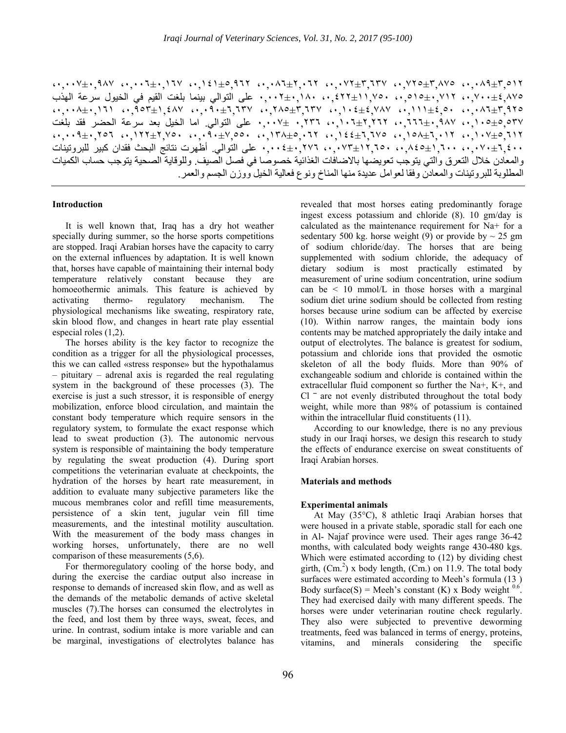٣,٥١٢±٠,٠٨٩، ٣,٨٧٥±٠,٧٢٥، ٣,٦٣٧±٠,٠٧٢، ٢,٠٦٢±٠,٠٨٦، ٥,٩٦٢±٠,١٤١، ٠,١٦٧±٠,٠٠٦، ٠,٩٨٧±٠,٠٠٧، ٤,٨٧٥±٠,٧٠٠، ٠,٧١٢±٠,٥١٥، ١١,٧٥٠±٠,٤٢٢، ٠,١٨٠±٠,٠٠٢ على التوالي بينما بلغت القيم في الخيول سرعة الهذب ٣,٩٢٥±٠,٠٨٦، ٤,٥٠±٠,١١١، ٤,٧٨٧±٠,١٠٤، ٣,٦٣٧±٠,٢٨٥، ٦,٦٣٧±٠,٠٩٠، ١,٤٨٧±٠,٩٥٣، ٠,١٦١±٠,٠٠٨، ٥,٥٣٧±٠,١٠٥، ٠,٩٨٧±٠,٦٦٦، ٢,٢٦٢±٠,١٠٦، ٠,٢٣٦ ±٠,٠٠٧ على التوالي. اما الخيل بعد سرعة الحضر فقد بلغت ٥,٦١٢±٠,١٠٧، ٦,٠١٢±٠,١٥٨، ٦,٦٧٥±٠,١٤٤، ٥,٠٦٢±٠,١٣٨، ٧,٥٥٠±٠,٠٩٠، ٢,٧٥٠±٠,١٢٢، ٠,٢٥٦±٠,٠٠٩، ٦,٤٠٠±٠,٠٧٠، ١,٦٠٠±٠,٨٤٥، ١٢,٦٥٠±٠,٠٧٣، ٠,٢٧٦±٠,٠٠٤ على التوالي. أظهرت نتائج البحث فقدان كبير للبروتينات والمعادن خلال التعرق والتي يتوجب تعويضها بالاضافات الغذائية خصوصا في فصل الصيف. وللوقاية الصحية يتوجب حساب الكميات المطلوبة للبروتينات والمعادن وفقا لعوامل عديدة منها المناخ ونوع فعالية الخيل ووزن الجسم والعمر.

## Introduction

It is well known that, Iraq has a dry hot weather specially during summer, so the horse sports competitions are stopped. Iraqi Arabian horses have the capacity to carry on the external influences by adaptation. It is well known that, horses have capable of maintaining their internal body temperature relatively constant because they are homoeothermic animals. This feature is achieved by activating thermo- regulatory mechanism. The physiological mechanisms like sweating, respiratory rate, skin blood flow, and changes in heart rate play essential especial roles (1,2).

The horses ability is the key factor to recognize the condition as a trigger for all the physiological processes, this we can called «stress response» but the hypothalamus – pituitary – adrenal axis is regarded the real regulating system in the background of these processes (3). The exercise is just a such stressor, it is responsible of energy mobilization, enforce blood circulation, and maintain the constant body temperature which require sensors in the regulatory system, to formulate the exact response which lead to sweat production (3). The autonomic nervous system is responsible of maintaining the body temperature by regulating the sweat production (4). During sport competitions the veterinarian evaluate at checkpoints, the hydration of the horses by heart rate measurement, in addition to evaluate many subjective parameters like the mucous membranes color and refill time measurements, persistence of a skin tent, jugular vein fill time measurements, and the intestinal motility auscultation. With the measurement of the body mass changes in working horses, unfortunately, there are no well comparison of these measurements (5,6).

For thermoregulatory cooling of the horse body, and during the exercise the cardiac output also increase in response to demands of increased skin flow, and as well as the demands of the metabolic demands of active skeletal muscles (7).The horses can consumed the electrolytes in the feed, and lost them by three ways, sweat, feces, and urine. In contrast, sodium intake is more variable and can be marginal, investigations of electrolytes balance has revealed that most horses eating predominantly forage ingest excess potassium and chloride (8). 10 gm/day is calculated as the maintenance requirement for $Na^+$ for a sedentary 500 kg. horse weight (9) or provide by ~ 25 gm of sodium chloride/day. The horses that are being supplemented with sodium chloride, the adequacy of dietary sodium is most practically estimated by measurement of urine sodium concentration, urine sodium can be < 10 mmol/L in those horses with a marginal sodium diet urine sodium should be collected from resting horses because urine sodium can be affected by exercise (10). Within narrow ranges, the maintain body ions contents may be matched appropriately the daily intake and output of electrolytes. The balance is greatest for sodium, potassium and chloride ions that provided the osmotic skeleton of all the body fluids. More than 90% of exchangeable sodium and chloride is contained within the extracellular fluid component so further the $Na^+$, $K^+$, and $Cl^-$ are not evenly distributed throughout the total body weight, while more than 98% of potassium is contained within the intracellular fluid constituents (11).

According to our knowledge, there is no any previous study in our Iraqi horses, we design this research to study the effects of endurance exercise on sweat constituents of Iraqi Arabian horses.

## Materials and methods

### Experimental animals

At May (35°C), 8 athletic Iraqi Arabian horses that were housed in a private stable, sporadic stall for each one in Al- Najaf province were used. Their ages range 36-42 months, with calculated body weights range 430-480 kgs. Which were estimated according to (12) by dividing chest girth, ($Cm.^2$) x body length, (Cm.) on 11.9. The total body surfaces were estimated according to Meeh's formula (13 ) Body surface(S) = Meeh's constant (K) x Body weight $^{0.6}$. They had exercised daily with many different speeds. The horses were under veterinarian routine check regularly. They also were subjected to preventive deworming treatments, feed was balanced in terms of energy, proteins, vitamins, and minerals considering the specific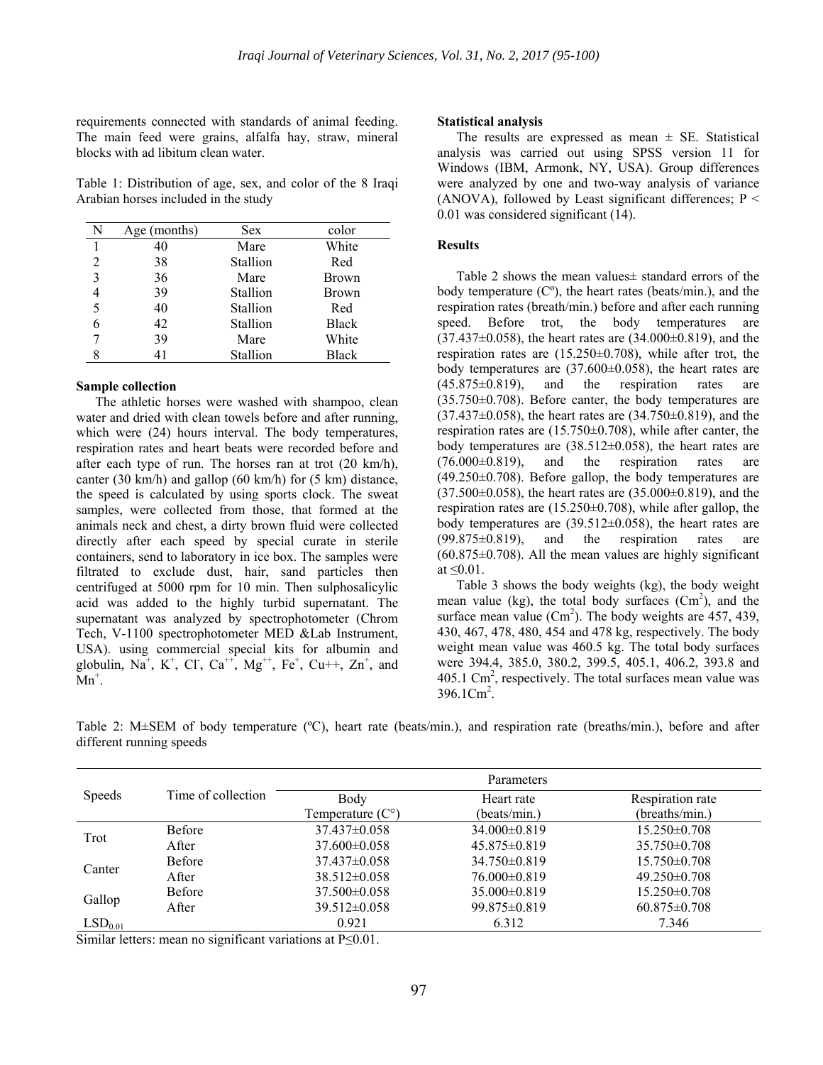requirements connected with standards of animal feeding. The main feed were grains, alfalfa hay, straw, mineral blocks with ad libitum clean water.

Table 1: Distribution of age, sex, and color of the 8 Iraqi Arabian horses included in the study

| N | Age (months) | Sex | color |
|---|---|---|---|
| 1 | 40 | Mare | White |
| 2 | 38 | Stallion | Red |
| 3 | 36 | Mare | Brown |
| 4 | 39 | Stallion | Brown |
| 5 | 40 | Stallion | Red |
| 6 | 42 | Stallion | Black |
| 7 | 39 | Mare | White |
| 8 | 41 | Stallion | Black |

### Sample collection

The athletic horses were washed with shampoo, clean water and dried with clean towels before and after running, which were (24) hours interval. The body temperatures, respiration rates and heart beats were recorded before and after each type of run. The horses ran at trot (20 km/h), canter (30 km/h) and gallop (60 km/h) for (5 km) distance, the speed is calculated by using sports clock. The sweat samples, were collected from those, that formed at the animals neck and chest, a dirty brown fluid were collected directly after each speed by special curate in sterile containers, send to laboratory in ice box. The samples were filtrated to exclude dust, hair, sand particles then centrifuged at 5000 rpm for 10 min. Then sulphosalicylic acid was added to the highly turbid supernatant. The supernatant was analyzed by spectrophotometer (Chrom Tech, V-1100 spectrophotometer MED &Lab Instrument, USA). using commercial special kits for albumin and globulin, $Na^+$, $K^+$, $Cl^-$, $Ca^{++}$, $Mg^{++}$, $Fe^+$, Cu++, $Zn^+$, and $Mn^+$.

### Statistical analysis

The results are expressed as mean ± SE. Statistical analysis was carried out using SPSS version 11 for Windows (IBM, Armonk, NY, USA). Group differences were analyzed by one and two-way analysis of variance (ANOVA), followed by Least significant differences; $P < 0.01$ was considered significant (14).

### Results

Table 2 shows the mean values± standard errors of the body temperature (Cº), the heart rates (beats/min.), and the respiration rates (breath/min.) before and after each running speed. Before trot, the body temperatures are (37.437±0.058), the heart rates are (34.000±0.819), and the respiration rates are (15.250±0.708), while after trot, the body temperatures are (37.600±0.058), the heart rates are (45.875±0.819), and the respiration rates are (35.750±0.708). Before canter, the body temperatures are (37.437±0.058), the heart rates are (34.750±0.819), and the respiration rates are (15.750±0.708), while after canter, the body temperatures are (38.512±0.058), the heart rates are (76.000±0.819), and the respiration rates are (49.250±0.708). Before gallop, the body temperatures are (37.500±0.058), the heart rates are (35.000±0.819), and the respiration rates are (15.250±0.708), while after gallop, the body temperatures are (39.512±0.058), the heart rates are (99.875±0.819), and the respiration rates are (60.875±0.708). All the mean values are highly significant at ≤0.01.

Table 3 shows the body weights (kg), the body weight mean value (kg), the total body surfaces ($Cm^2$), and the surface mean value ($Cm^2$). The body weights are 457, 439, 430, 467, 478, 480, 454 and 478 kg, respectively. The body weight mean value was 460.5 kg. The total body surfaces were 394.4, 385.0, 380.2, 399.5, 405.1, 406.2, 393.8 and 405.1 $Cm^2$, respectively. The total surfaces mean value was 396.1$Cm^2$.

Table 2: M±SEM of body temperature (ºC), heart rate (beats/min.), and respiration rate (breaths/min.), before and after different running speeds

| Speeds | Time of collection | Parameters | | |
|---|---|---|---|---|
| | | Body Temperature (C°) | Heart rate (beats/min.) | Respiration rate (breaths/min.) |
| Trot | Before | 37.437±0.058 | 34.000±0.819 | 15.250±0.708 |
| | After | 37.600±0.058 | 45.875±0.819 | 35.750±0.708 |
| Canter | Before | 37.437±0.058 | 34.750±0.819 | 15.750±0.708 |
| | After | 38.512±0.058 | 76.000±0.819 | 49.250±0.708 |
| Gallop | Before | 37.500±0.058 | 35.000±0.819 | 15.250±0.708 |
| | After | 39.512±0.058 | 99.875±0.819 | 60.875±0.708 |
| $LSD_{0.01}$ | | 0.921 | 6.312 | 7.346 |

Similar letters: mean no significant variations at P≤0.01.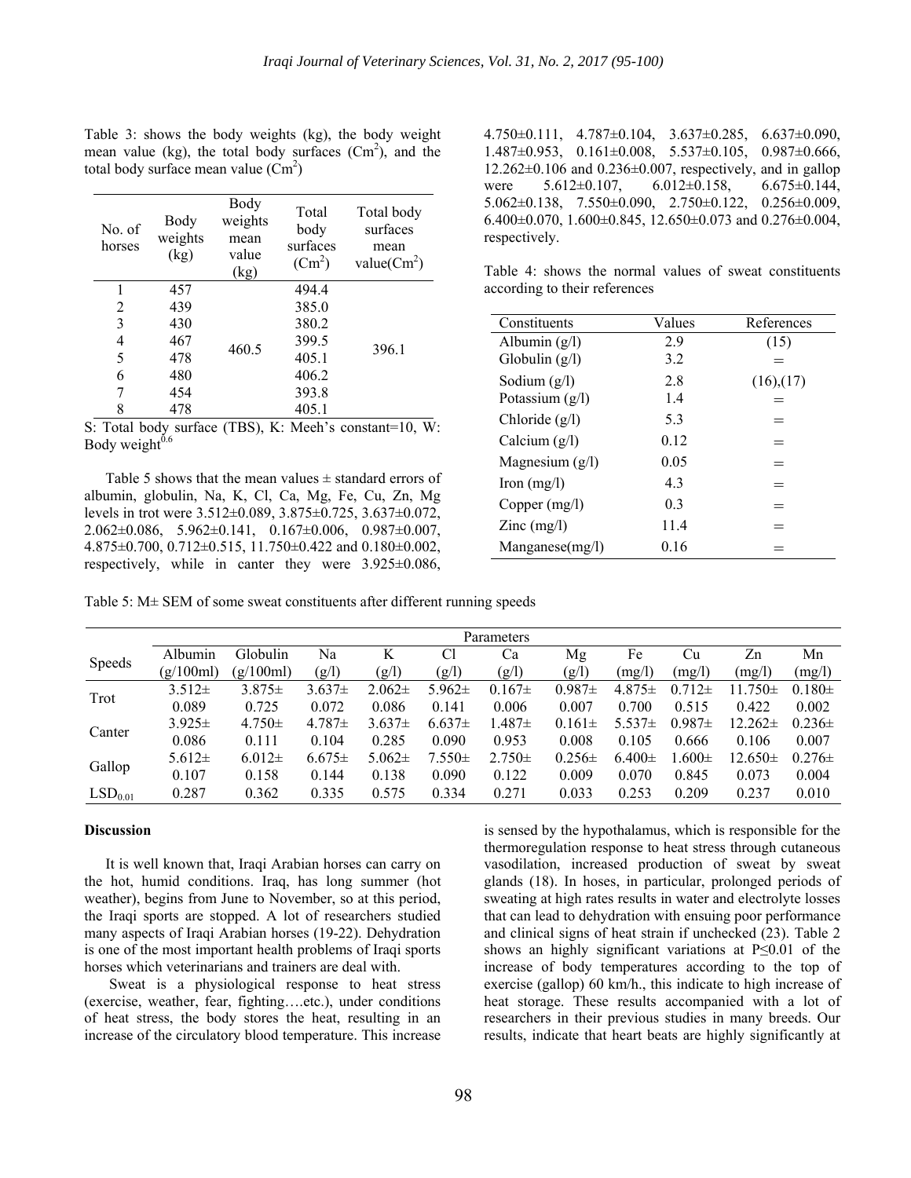Table 3: shows the body weights (kg), the body weight mean value (kg), the total body surfaces ($Cm^2$), and the total body surface mean value ($Cm^2$)

| No. of horses | Body weights (kg) | Body weights mean value (kg) | Total body surfaces ($Cm^2$) | Total body surfaces mean value($Cm^2$) |
|---|---|---|---|---|
| 1 | 457 | 460.5 | 494.4 | 396.1 |
| 2 | 439 | | 385.0 | |
| 3 | 430 | | 380.2 | |
| 4 | 467 | | 399.5 | |
| 5 | 478 | | 405.1 | |
| 6 | 480 | | 406.2 | |
| 7 | 454 | | 393.8 | |
| 8 | 478 | | 405.1 | |

S: Total body surface (TBS), K: Meeh's constant=10, W: Body weight$^{0.6}$

Table 5 shows that the mean values ± standard errors of albumin, globulin, Na, K, Cl, Ca, Mg, Fe, Cu, Zn, Mg levels in trot were 3.512±0.089, 3.875±0.725, 3.637±0.072, 2.062±0.086, 5.962±0.141, 0.167±0.006, 0.987±0.007, 4.875±0.700, 0.712±0.515, 11.750±0.422 and 0.180±0.002, respectively, while in canter they were 3.925±0.086, 4.750±0.111, 4.787±0.104, 3.637±0.285, 6.637±0.090, 1.487±0.953, 0.161±0.008, 5.537±0.105, 0.987±0.666, 12.262±0.106 and 0.236±0.007, respectively, and in gallop were 5.612±0.107, 6.012±0.158, 6.675±0.144, 5.062±0.138, 7.550±0.090, 2.750±0.122, 0.256±0.009, 6.400±0.070, 1.600±0.845, 12.650±0.073 and 0.276±0.004, respectively.

Table 4: shows the normal values of sweat constituents according to their references

| Constituents | Values | References |
|---|---|---|
| Albumin (g/l) | 2.9 | (15) |
| Globulin (g/l) | 3.2 | = |
| Sodium (g/l) | 2.8 | (16),(17) |
| Potassium (g/l) | 1.4 | = |
| Chloride (g/l) | 5.3 | = |
| Calcium (g/l) | 0.12 | = |
| Magnesium (g/l) | 0.05 | = |
| Iron (mg/l) | 4.3 | = |
| Copper (mg/l) | 0.3 | = |
| Zinc (mg/l) | 11.4 | = |
| Manganese(mg/l) | 0.16 | = |

Table 5: M± SEM of some sweat constituents after different running speeds

| Speeds | Albumin (g/100ml) | Globulin (g/100ml) | Na (g/l) | K (g/l) | Cl (g/l) | Ca (g/l) | Mg (g/l) | Fe (mg/l) | Cu (mg/l) | Zn (mg/l) | Mn (mg/l) |
|---|---|---|---|---|---|---|---|---|---|---|---|
| Trot | 3.512± 0.089 | 3.875± 0.725 | 3.637± 0.072 | 2.062± 0.086 | 5.962± 0.141 | 0.167± 0.006 | 0.987± 0.007 | 4.875± 0.700 | 0.712± 0.515 | 11.750± 0.422 | 0.180± 0.002 |
| Canter | 3.925± 0.086 | 4.750± 0.111 | 4.787± 0.104 | 3.637± 0.285 | 6.637± 0.090 | 1.487± 0.953 | 0.161± 0.008 | 5.537± 0.105 | 0.987± 0.666 | 12.262± 0.106 | 0.236± 0.007 |
| Gallop | 5.612± 0.107 | 6.012± 0.158 | 6.675± 0.144 | 5.062± 0.138 | 7.550± 0.090 | 2.750± 0.122 | 0.256± 0.009 | 6.400± 0.070 | 1.600± 0.845 | 12.650± 0.073 | 0.276± 0.004 |
| $LSD_{0.01}$ | 0.287 | 0.362 | 0.335 | 0.575 | 0.334 | 0.271 | 0.033 | 0.253 | 0.209 | 0.237 | 0.010 |

## Discussion

It is well known that, Iraqi Arabian horses can carry on the hot, humid conditions. Iraq, has long summer (hot weather), begins from June to November, so at this period, the Iraqi sports are stopped. A lot of researchers studied many aspects of Iraqi Arabian horses (19-22). Dehydration is one of the most important health problems of Iraqi sports horses which veterinarians and trainers are deal with.

Sweat is a physiological response to heat stress (exercise, weather, fear, fighting….etc.), under conditions of heat stress, the body stores the heat, resulting in an increase of the circulatory blood temperature. This increase is sensed by the hypothalamus, which is responsible for the thermoregulation response to heat stress through cutaneous vasodilation, increased production of sweat by sweat glands (18). In hoses, in particular, prolonged periods of sweating at high rates results in water and electrolyte losses that can lead to dehydration with ensuing poor performance and clinical signs of heat strain if unchecked (23). Table 2 shows an highly significant variations at P≤0.01 of the increase of body temperatures according to the top of exercise (gallop) 60 km/h., this indicate to high increase of heat storage. These results accompanied with a lot of researchers in their previous studies in many breeds. Our results, indicate that heart beats are highly significantly at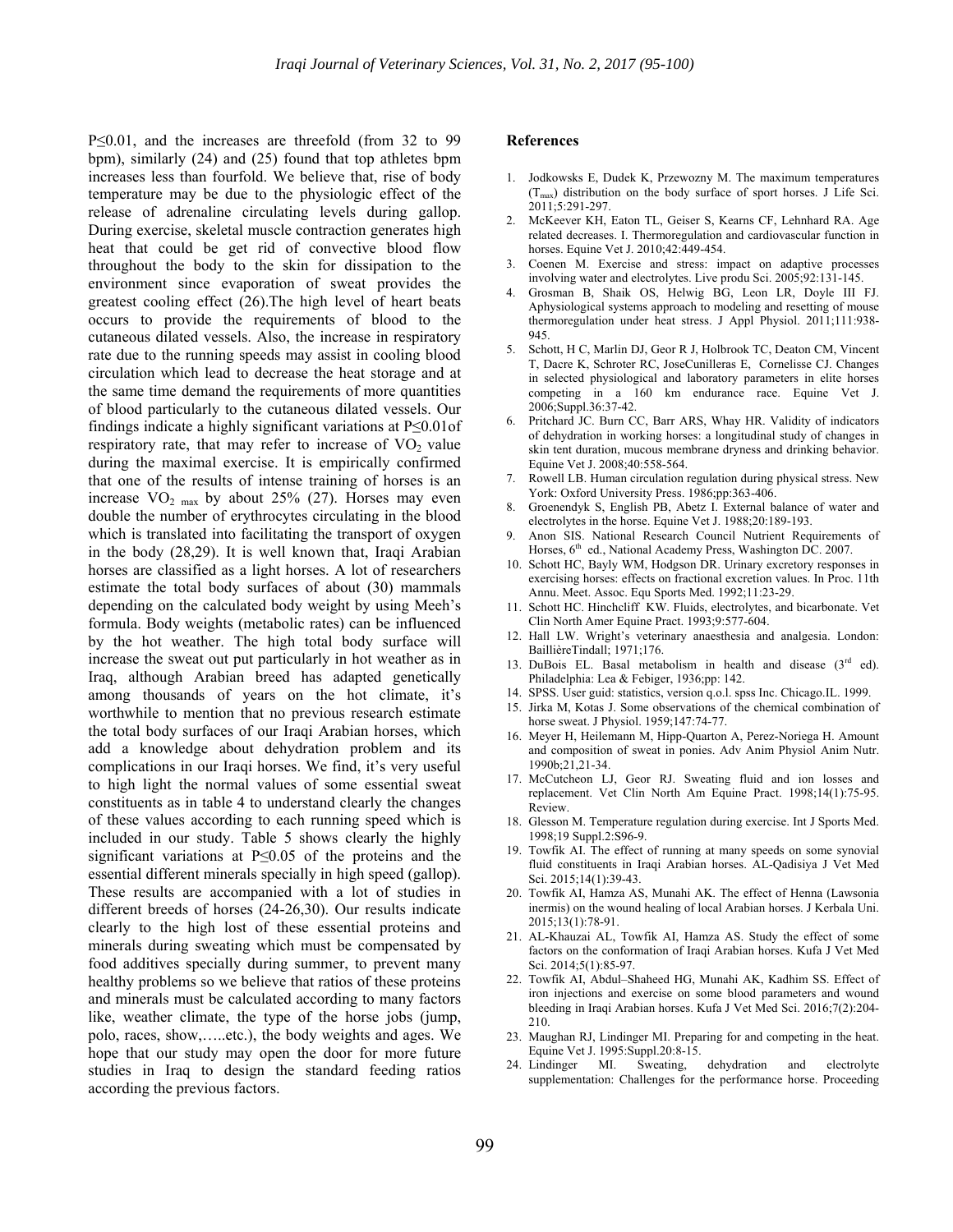P≤0.01, and the increases are threefold (from 32 to 99 bpm), similarly (24) and (25) found that top athletes bpm increases less than fourfold. We believe that, rise of body temperature may be due to the physiologic effect of the release of adrenaline circulating levels during gallop. During exercise, skeletal muscle contraction generates high heat that could be get rid of convective blood flow throughout the body to the skin for dissipation to the environment since evaporation of sweat provides the greatest cooling effect (26).The high level of heart beats occurs to provide the requirements of blood to the cutaneous dilated vessels. Also, the increase in respiratory rate due to the running speeds may assist in cooling blood circulation which lead to decrease the heat storage and at the same time demand the requirements of more quantities of blood particularly to the cutaneous dilated vessels. Our findings indicate a highly significant variations at P≤0.01of respiratory rate, that may refer to increase of $VO_2$ value during the maximal exercise. It is empirically confirmed that one of the results of intense training of horses is an increase $VO_{2\ max}$ by about 25% (27). Horses may even double the number of erythrocytes circulating in the blood which is translated into facilitating the transport of oxygen in the body (28,29). It is well known that, Iraqi Arabian horses are classified as a light horses. A lot of researchers estimate the total body surfaces of about (30) mammals depending on the calculated body weight by using Meeh's formula. Body weights (metabolic rates) can be influenced by the hot weather. The high total body surface will increase the sweat out put particularly in hot weather as in Iraq, although Arabian breed has adapted genetically among thousands of years on the hot climate, it's worthwhile to mention that no previous research estimate the total body surfaces of our Iraqi Arabian horses, which add a knowledge about dehydration problem and its complications in our Iraqi horses. We find, it's very useful to high light the normal values of some essential sweat constituents as in table 4 to understand clearly the changes of these values according to each running speed which is included in our study. Table 5 shows clearly the highly significant variations at P≤0.05 of the proteins and the essential different minerals specially in high speed (gallop). These results are accompanied with a lot of studies in different breeds of horses (24-26,30). Our results indicate clearly to the high lost of these essential proteins and minerals during sweating which must be compensated by food additives specially during summer, to prevent many healthy problems so we believe that ratios of these proteins and minerals must be calculated according to many factors like, weather climate, the type of the horse jobs (jump, polo, races, show,…..etc.), the body weights and ages. We hope that our study may open the door for more future studies in Iraq to design the standard feeding ratios according the previous factors.

## References

1. Jodkowsks E, Dudek K, Przewozny M. The maximum temperatures ($T_{max}$) distribution on the body surface of sport horses. J Life Sci. 2011;5:291-297.
2. McKeever KH, Eaton TL, Geiser S, Kearns CF, Lehnhard RA. Age related decreases. I. Thermoregulation and cardiovascular function in horses. Equine Vet J. 2010;42:449-454.
3. Coenen M. Exercise and stress: impact on adaptive processes involving water and electrolytes. Live produ Sci. 2005;92:131-145.
4. Grosman B, Shaik OS, Helwig BG, Leon LR, Doyle III FJ. Aphysiological systems approach to modeling and resetting of mouse thermoregulation under heat stress. J Appl Physiol. 2011;111:938-945.
5. Schott, H C, Marlin DJ, Geor R J, Holbrook TC, Deaton CM, Vincent T, Dacre K, Schroter RC, JoseCunilleras E, Cornelisse CJ. Changes in selected physiological and laboratory parameters in elite horses competing in a 160 km endurance race. Equine Vet J. 2006;Suppl.36:37-42.
6. Pritchard JC. Burn CC, Barr ARS, Whay HR. Validity of indicators of dehydration in working horses: a longitudinal study of changes in skin tent duration, mucous membrane dryness and drinking behavior. Equine Vet J. 2008;40:558-564.
7. Rowell LB. Human circulation regulation during physical stress. New York: Oxford University Press. 1986;pp:363-406.
8. Groenendyk S, English PB, Abetz I. External balance of water and electrolytes in the horse. Equine Vet J. 1988;20:189-193.
9. Anon SIS. National Research Council Nutrient Requirements of Horses, 6th ed., National Academy Press, Washington DC. 2007.
10. Schott HC, Bayly WM, Hodgson DR. Urinary excretory responses in exercising horses: effects on fractional excretion values. In Proc. 11th Annu. Meet. Assoc. Equ Sports Med. 1992;11:23-29.
11. Schott HC. Hinchcliff KW. Fluids, electrolytes, and bicarbonate. Vet Clin North Amer Equine Pract. 1993;9:577-604.
12. Hall LW. Wright's veterinary anaesthesia and analgesia. London: BaillièreTindall; 1971;176.
13. DuBois EL. Basal metabolism in health and disease (3rd ed). Philadelphia: Lea & Febiger, 1936;pp: 142.
14. SPSS. User guid: statistics, version q.o.l. spss Inc. Chicago.IL. 1999.
15. Jirka M, Kotas J. Some observations of the chemical combination of horse sweat. J Physiol. 1959;147:74-77.
16. Meyer H, Heilemann M, Hipp-Quarton A, Perez-Noriega H. Amount and composition of sweat in ponies. Adv Anim Physiol Anim Nutr. 1990b;21,21-34.
17. McCutcheon LJ, Geor RJ. Sweating fluid and ion losses and replacement. Vet Clin North Am Equine Pract. 1998;14(1):75-95. Review.
18. Glesson M. Temperature regulation during exercise. Int J Sports Med. 1998;19 Suppl.2:S96-9.
19. Towfik AI. The effect of running at many speeds on some synovial fluid constituents in Iraqi Arabian horses. AL-Qadisiya J Vet Med Sci. 2015;14(1):39-43.
20. Towfik AI, Hamza AS, Munahi AK. The effect of Henna (Lawsonia inermis) on the wound healing of local Arabian horses. J Kerbala Uni. 2015;13(1):78-91.
21. AL-Khauzai AL, Towfik AI, Hamza AS. Study the effect of some factors on the conformation of Iraqi Arabian horses. Kufa J Vet Med Sci. 2014;5(1):85-97.
22. Towfik AI, Abdul–Shaheed HG, Munahi AK, Kadhim SS. Effect of iron injections and exercise on some blood parameters and wound bleeding in Iraqi Arabian horses. Kufa J Vet Med Sci. 2016;7(2):204-210.
23. Maughan RJ, Lindinger MI. Preparing for and competing in the heat. Equine Vet J. 1995:Suppl.20:8-15.
24. Lindinger MI. Sweating, dehydration and electrolyte supplementation: Challenges for the performance horse. Proceeding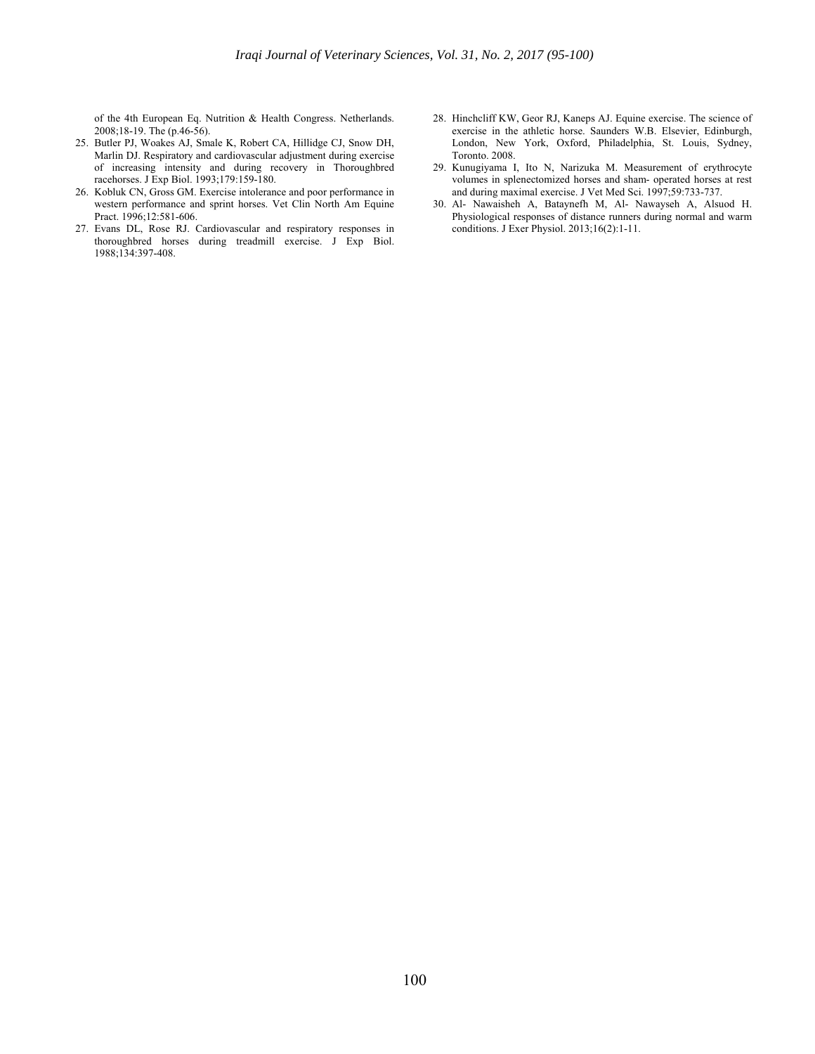of the 4th European Eq. Nutrition & Health Congress. Netherlands. 2008;18-19. The (p.46-56).

25. Butler PJ, Woakes AJ, Smale K, Robert CA, Hillidge CJ, Snow DH, Marlin DJ. Respiratory and cardiovascular adjustment during exercise of increasing intensity and during recovery in Thoroughbred racehorses. J Exp Biol. 1993;179:159-180.
26. Kobluk CN, Gross GM. Exercise intolerance and poor performance in western performance and sprint horses. Vet Clin North Am Equine Pract. 1996;12:581-606.
27. Evans DL, Rose RJ. Cardiovascular and respiratory responses in thoroughbred horses during treadmill exercise. J Exp Biol. 1988;134:397-408.
28. Hinchcliff KW, Geor RJ, Kaneps AJ. Equine exercise. The science of exercise in the athletic horse. Saunders W.B. Elsevier, Edinburgh, London, New York, Oxford, Philadelphia, St. Louis, Sydney, Toronto. 2008.
29. Kunugiyama I, Ito N, Narizuka M. Measurement of erythrocyte volumes in splenectomized horses and sham- operated horses at rest and during maximal exercise. J Vet Med Sci. 1997;59:733-737.
30. Al- Nawaisheh A, Bataynefh M, Al- Nawayseh A, Alsuod H. Physiological responses of distance runners during normal and warm conditions. J Exer Physiol. 2013;16(2):1-11.